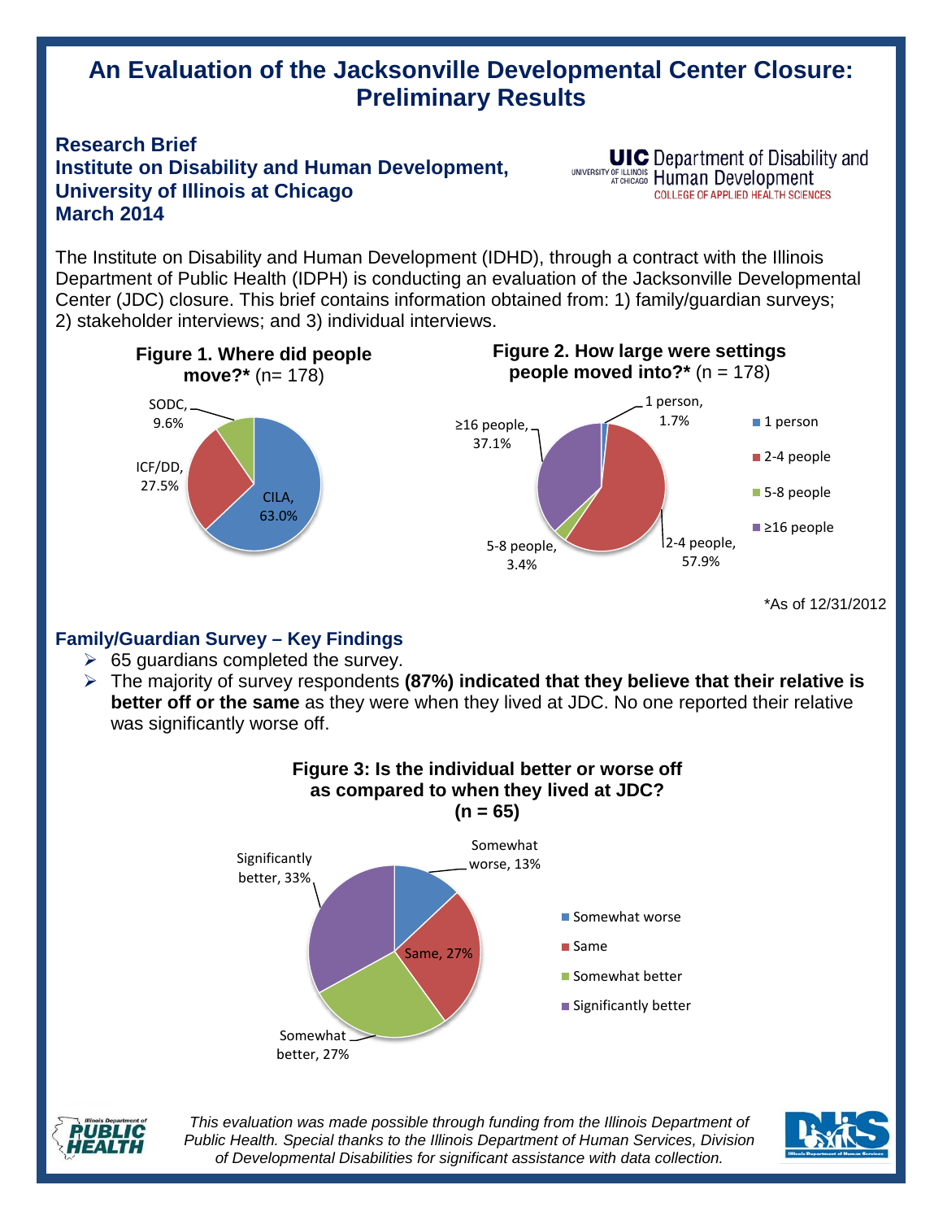# An Evaluation of the Jacksonville Developmental Center Closure: Preliminary Results

**Research Brief**
**Institute on Disability and Human Development,**
**University of Illinois at Chicago**
**March 2014**

UIC Department of Disability and Human Development
UNIVERSITY OF ILLINOIS AT CHICAGO
COLLEGE OF APPLIED HEALTH SCIENCES

The Institute on Disability and Human Development (IDHD), through a contract with the Illinois Department of Public Health (IDPH) is conducting an evaluation of the Jacksonville Developmental Center (JDC) closure. This brief contains information obtained from: 1) family/guardian surveys; 2) stakeholder interviews; and 3) individual interviews.

**Figure 1. Where did people move?*** (n= 178)

- CILA, 63.0%
- ICF/DD, 27.5%
- SODC, 9.6%

**Figure 2. How large were settings people moved into?*** (n = 178)

- 1 person, 1.7%
- 2-4 people, 57.9%
- 5-8 people, 3.4%
- ≥16 people, 37.1%

*As of 12/31/2012

## Family/Guardian Survey – Key Findings

- 65 guardians completed the survey.
- The majority of survey respondents **(87%) indicated that they believe that their relative is better off or the same** as they were when they lived at JDC. No one reported their relative was significantly worse off.

**Figure 3: Is the individual better or worse off as compared to when they lived at JDC? (n = 65)**

- Somewhat worse, 13%
- Same, 27%
- Somewhat better, 27%
- Significantly better, 33%

*This evaluation was made possible through funding from the Illinois Department of Public Health. Special thanks to the Illinois Department of Human Services, Division of Developmental Disabilities for significant assistance with data collection.*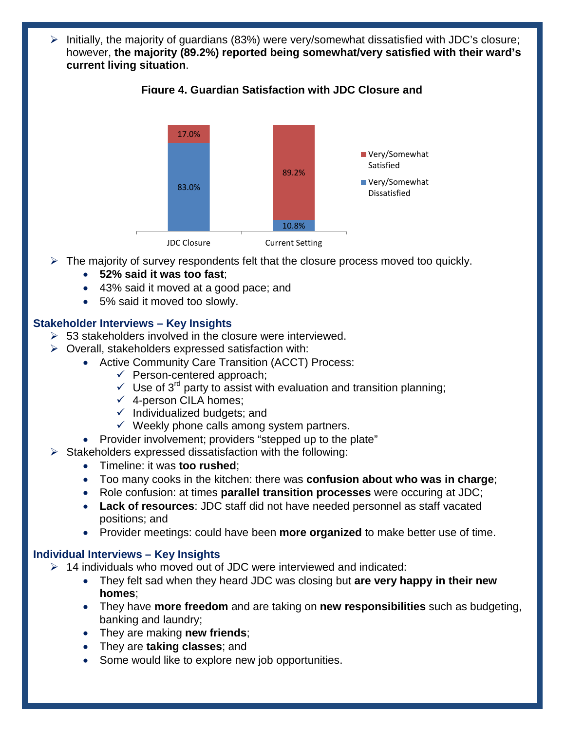- Initially, the majority of guardians (83%) were very/somewhat dissatisfied with JDC's closure; however, **the majority (89.2%) reported being somewhat/very satisfied with their ward's current living situation**.

**Figure 4. Guardian Satisfaction with JDC Closure and**

17.0%
83.0%
89.2%
10.8%
JDC Closure
Current Setting
Very/Somewhat Satisfied
Very/Somewhat Dissatisfied

- The majority of survey respondents felt that the closure process moved too quickly.
  - **52% said it was too fast**;
  - 43% said it moved at a good pace; and
  - 5% said it moved too slowly.

### Stakeholder Interviews – Key Insights

- 53 stakeholders involved in the closure were interviewed.
- Overall, stakeholders expressed satisfaction with:
  - Active Community Care Transition (ACCT) Process:
    - ✓ Person-centered approach;
    - ✓ Use of 3rd party to assist with evaluation and transition planning;
    - ✓ 4-person CILA homes;
    - ✓ Individualized budgets; and
    - ✓ Weekly phone calls among system partners.
  - Provider involvement; providers "stepped up to the plate"
- Stakeholders expressed dissatisfaction with the following:
  - Timeline: it was **too rushed**;
  - Too many cooks in the kitchen: there was **confusion about who was in charge**;
  - Role confusion: at times **parallel transition processes** were occuring at JDC;
  - **Lack of resources**: JDC staff did not have needed personnel as staff vacated positions; and
  - Provider meetings: could have been **more organized** to make better use of time.

### Individual Interviews – Key Insights

- 14 individuals who moved out of JDC were interviewed and indicated:
  - They felt sad when they heard JDC was closing but **are very happy in their new homes**;
  - They have **more freedom** and are taking on **new responsibilities** such as budgeting, banking and laundry;
  - They are making **new friends**;
  - They are **taking classes**; and
  - Some would like to explore new job opportunities.